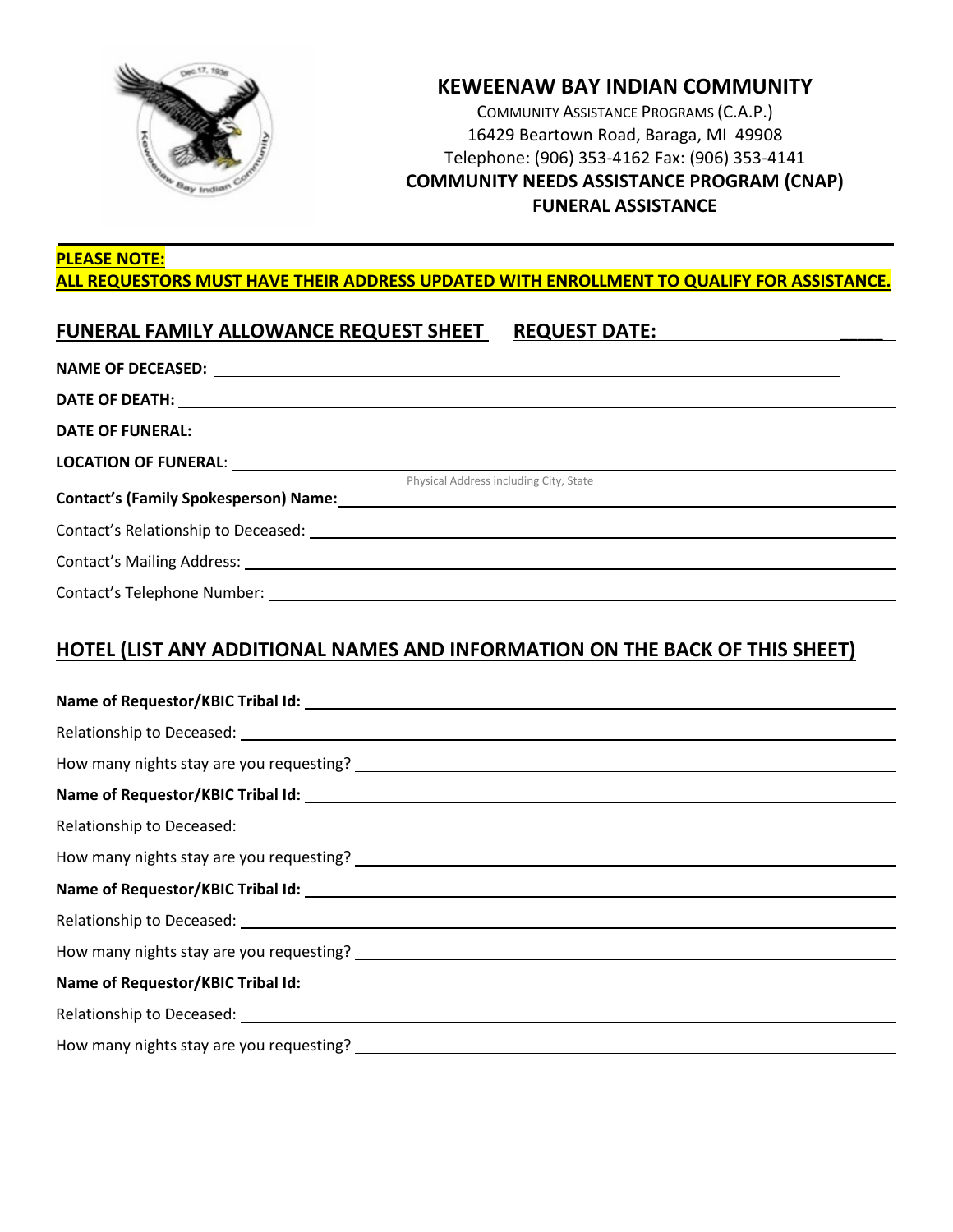# KEWEENAW BAY INDIAN COMMUNITY

COMMUNITY ASSISTANCE PROGRAMS (C.A.P.)
16429 Beartown Road, Baraga, MI 49908
Telephone: (906) 353-4162 Fax: (906) 353-4141

**COMMUNITY NEEDS ASSISTANCE PROGRAM (CNAP)**
**FUNERAL ASSISTANCE**

---

**PLEASE NOTE:**
**ALL REQUESTORS MUST HAVE THEIR ADDRESS UPDATED WITH ENROLLMENT TO QUALIFY FOR ASSISTANCE.**

## FUNERAL FAMILY ALLOWANCE REQUEST SHEET REQUEST DATE: ____

**NAME OF DECEASED:** ____

**DATE OF DEATH:** ____

**DATE OF FUNERAL:** ____

**LOCATION OF FUNERAL**: ____
Physical Address including City, State

**Contact's (Family Spokesperson) Name:** ____

Contact's Relationship to Deceased: ____

Contact's Mailing Address: ____

Contact's Telephone Number: ____

## HOTEL (LIST ANY ADDITIONAL NAMES AND INFORMATION ON THE BACK OF THIS SHEET)

**Name of Requestor/KBIC Tribal Id:** ____

Relationship to Deceased: ____

How many nights stay are you requesting? ____

**Name of Requestor/KBIC Tribal Id:** ____

Relationship to Deceased: ____

How many nights stay are you requesting? ____

**Name of Requestor/KBIC Tribal Id:** ____

Relationship to Deceased: ____

How many nights stay are you requesting? ____

**Name of Requestor/KBIC Tribal Id:** ____

Relationship to Deceased: ____

How many nights stay are you requesting? ____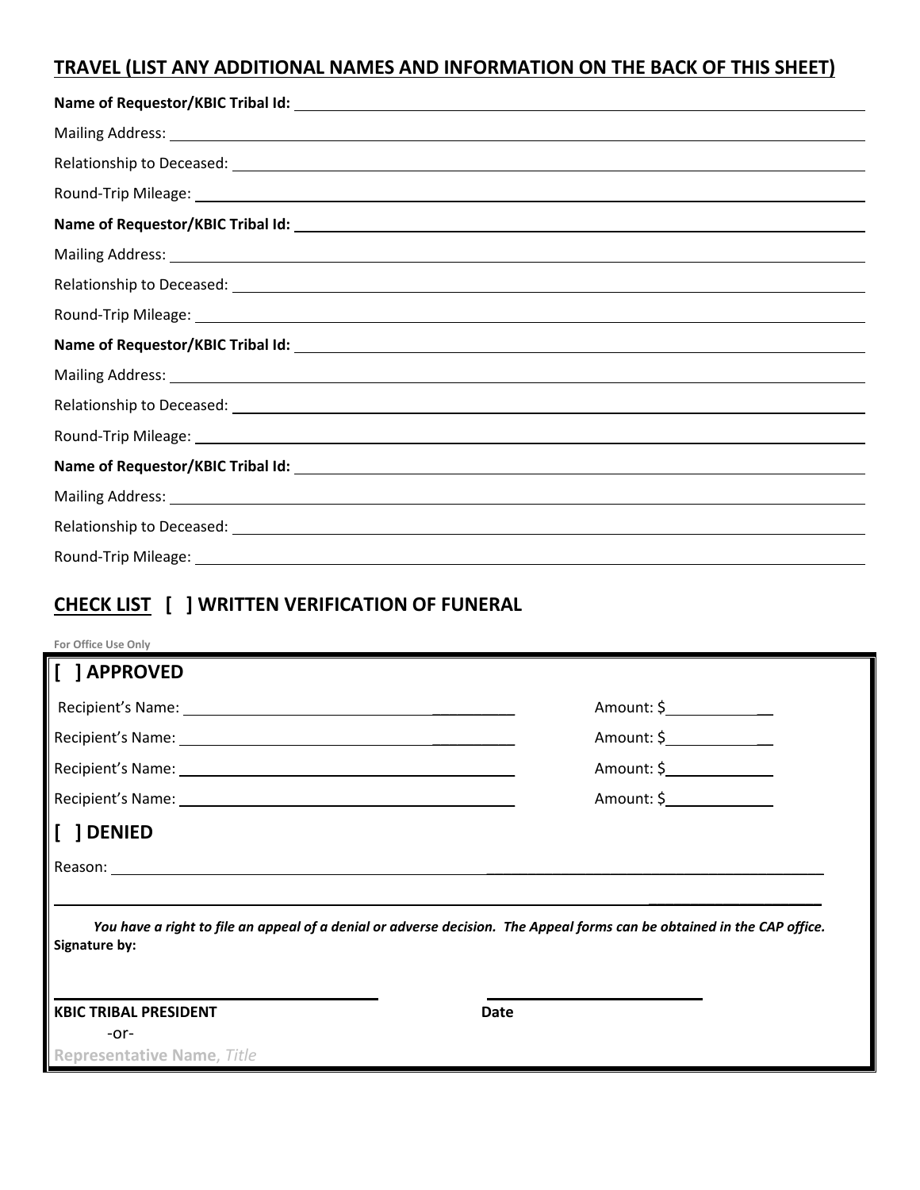## TRAVEL (LIST ANY ADDITIONAL NAMES AND INFORMATION ON THE BACK OF THIS SHEET)

**Name of Requestor/KBIC Tribal Id:** ______________________________

Mailing Address: ______________________________

Relationship to Deceased: ______________________________

Round-Trip Mileage: ______________________________

**Name of Requestor/KBIC Tribal Id:** ______________________________

Mailing Address: ______________________________

Relationship to Deceased: ______________________________

Round-Trip Mileage: ______________________________

**Name of Requestor/KBIC Tribal Id:** ______________________________

Mailing Address: ______________________________

Relationship to Deceased: ______________________________

Round-Trip Mileage: ______________________________

**Name of Requestor/KBIC Tribal Id:** ______________________________

Mailing Address: ______________________________

Relationship to Deceased: ______________________________

Round-Trip Mileage: ______________________________

## CHECK LIST [ ] WRITTEN VERIFICATION OF FUNERAL

For Office Use Only

### [ ] APPROVED

Recipient's Name: ______________________________ Amount: $______________

Recipient's Name: ______________________________ Amount: $______________

Recipient's Name: ______________________________ Amount: $______________

Recipient's Name: ______________________________ Amount: $______________

### [ ] DENIED

Reason: ______________________________

______________________________

*You have a right to file an appeal of a denial or adverse decision. The Appeal forms can be obtained in the CAP office.*

**Signature by:**

______________________________ ______________________________

**KBIC TRIBAL PRESIDENT** **Date**

-or-

**Representative Name**, *Title*